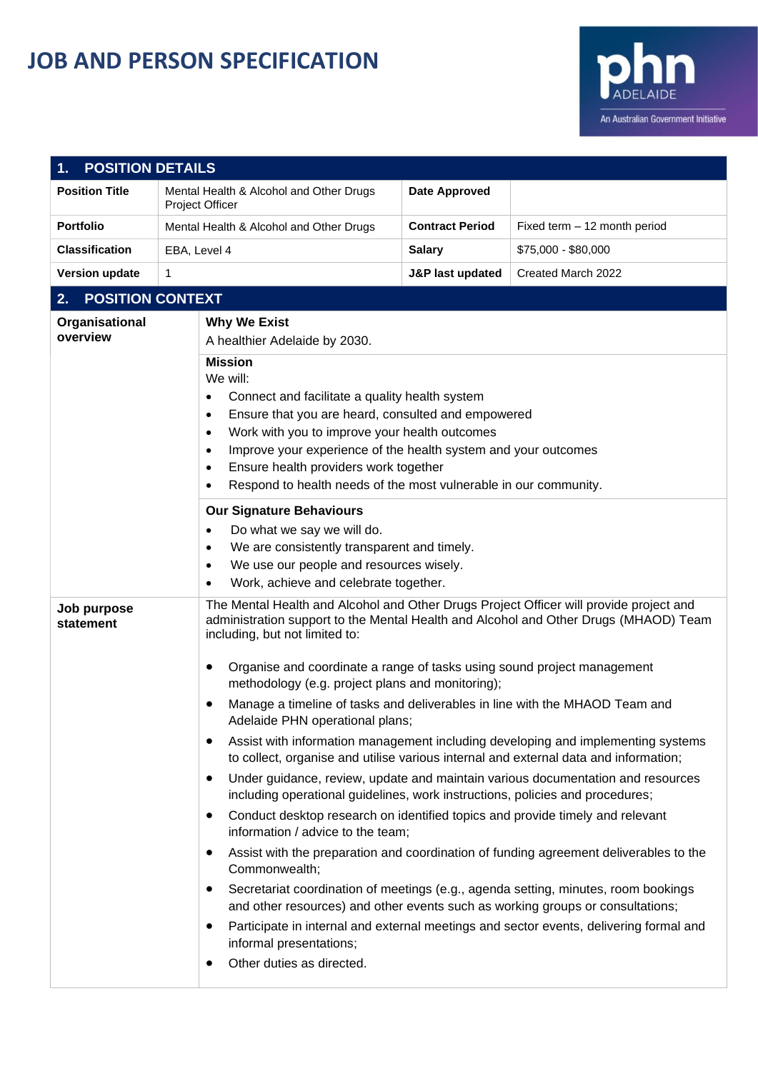# JOB AND PERSON SPECIFICATION

## 1. POSITION DETAILS

| Position Title | Mental Health & Alcohol and Other Drugs Project Officer | Date Approved | |
|---|---|---|---|
| Portfolio | Mental Health & Alcohol and Other Drugs | Contract Period | Fixed term – 12 month period |
| Classification | EBA, Level 4 | Salary | $75,000 - $80,000 |
| Version update | 1 | J&P last updated | Created March 2022 |

## 2. POSITION CONTEXT

### Organisational overview

**Why We Exist**

A healthier Adelaide by 2030.

**Mission**

We will:

- Connect and facilitate a quality health system
- Ensure that you are heard, consulted and empowered
- Work with you to improve your health outcomes
- Improve your experience of the health system and your outcomes
- Ensure health providers work together
- Respond to health needs of the most vulnerable in our community.

**Our Signature Behaviours**

- Do what we say we will do.
- We are consistently transparent and timely.
- We use our people and resources wisely.
- Work, achieve and celebrate together.

### Job purpose statement

The Mental Health and Alcohol and Other Drugs Project Officer will provide project and administration support to the Mental Health and Alcohol and Other Drugs (MHAOD) Team including, but not limited to:

- Organise and coordinate a range of tasks using sound project management methodology (e.g. project plans and monitoring);
- Manage a timeline of tasks and deliverables in line with the MHAOD Team and Adelaide PHN operational plans;
- Assist with information management including developing and implementing systems to collect, organise and utilise various internal and external data and information;
- Under guidance, review, update and maintain various documentation and resources including operational guidelines, work instructions, policies and procedures;
- Conduct desktop research on identified topics and provide timely and relevant information / advice to the team;
- Assist with the preparation and coordination of funding agreement deliverables to the Commonwealth;
- Secretariat coordination of meetings (e.g., agenda setting, minutes, room bookings and other resources) and other events such as working groups or consultations;
- Participate in internal and external meetings and sector events, delivering formal and informal presentations;
- Other duties as directed.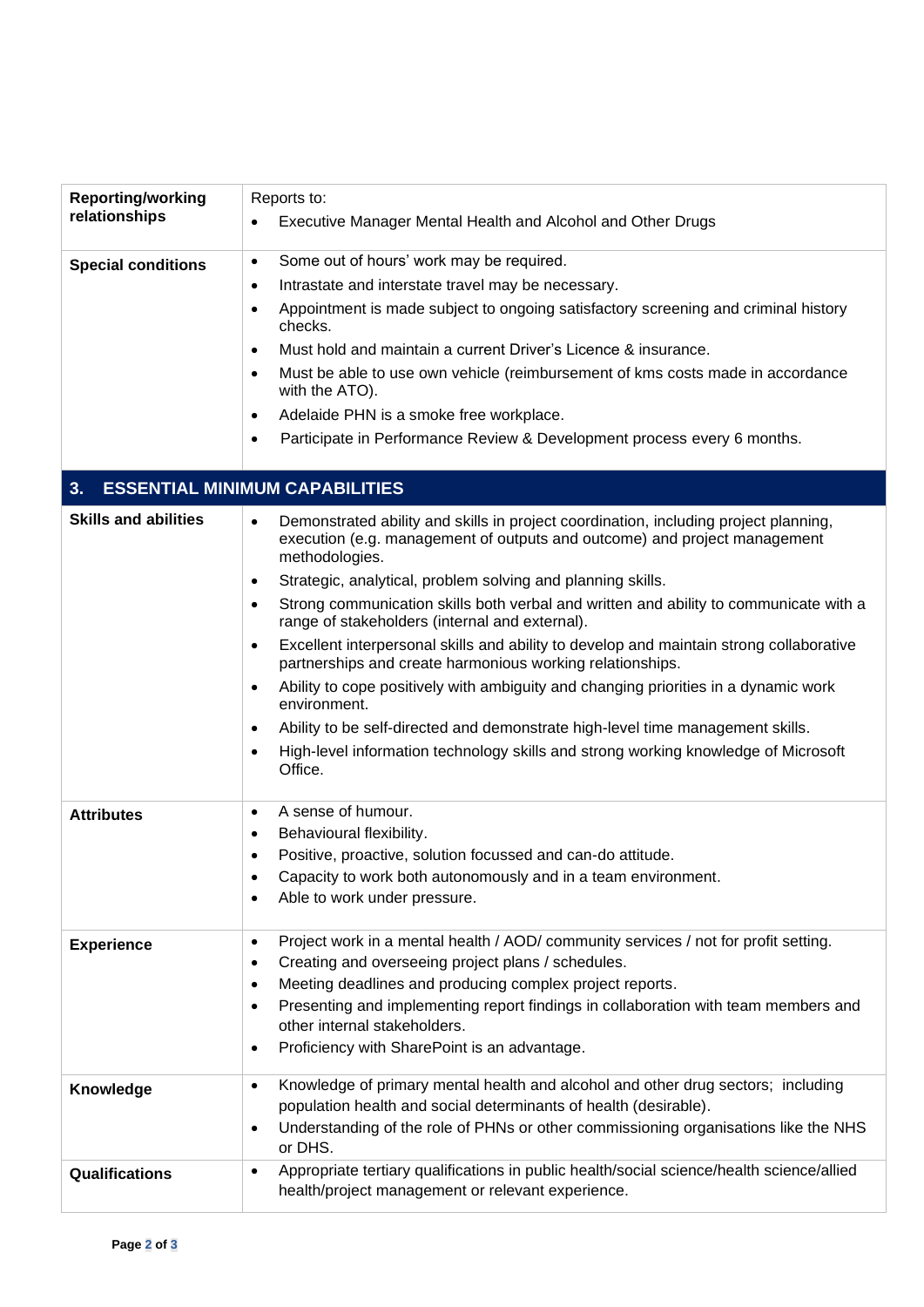| | |
|---|---|
| **Reporting/working relationships** | Reports to:<br>• Executive Manager Mental Health and Alcohol and Other Drugs |
| **Special conditions** | • Some out of hours' work may be required.<br>• Intrastate and interstate travel may be necessary.<br>• Appointment is made subject to ongoing satisfactory screening and criminal history checks.<br>• Must hold and maintain a current Driver's Licence & insurance.<br>• Must be able to use own vehicle (reimbursement of kms costs made in accordance with the ATO).<br>• Adelaide PHN is a smoke free workplace.<br>• Participate in Performance Review & Development process every 6 months. |

## 3. ESSENTIAL MINIMUM CAPABILITIES

| | |
|---|---|
| **Skills and abilities** | • Demonstrated ability and skills in project coordination, including project planning, execution (e.g. management of outputs and outcome) and project management methodologies.<br>• Strategic, analytical, problem solving and planning skills.<br>• Strong communication skills both verbal and written and ability to communicate with a range of stakeholders (internal and external).<br>• Excellent interpersonal skills and ability to develop and maintain strong collaborative partnerships and create harmonious working relationships.<br>• Ability to cope positively with ambiguity and changing priorities in a dynamic work environment.<br>• Ability to be self-directed and demonstrate high-level time management skills.<br>• High-level information technology skills and strong working knowledge of Microsoft Office. |
| **Attributes** | • A sense of humour.<br>• Behavioural flexibility.<br>• Positive, proactive, solution focussed and can-do attitude.<br>• Capacity to work both autonomously and in a team environment.<br>• Able to work under pressure. |
| **Experience** | • Project work in a mental health / AOD/ community services / not for profit setting.<br>• Creating and overseeing project plans / schedules.<br>• Meeting deadlines and producing complex project reports.<br>• Presenting and implementing report findings in collaboration with team members and other internal stakeholders.<br>• Proficiency with SharePoint is an advantage. |
| **Knowledge** | • Knowledge of primary mental health and alcohol and other drug sectors; including population health and social determinants of health (desirable).<br>• Understanding of the role of PHNs or other commissioning organisations like the NHS or DHS. |
| **Qualifications** | • Appropriate tertiary qualifications in public health/social science/health science/allied health/project management or relevant experience. |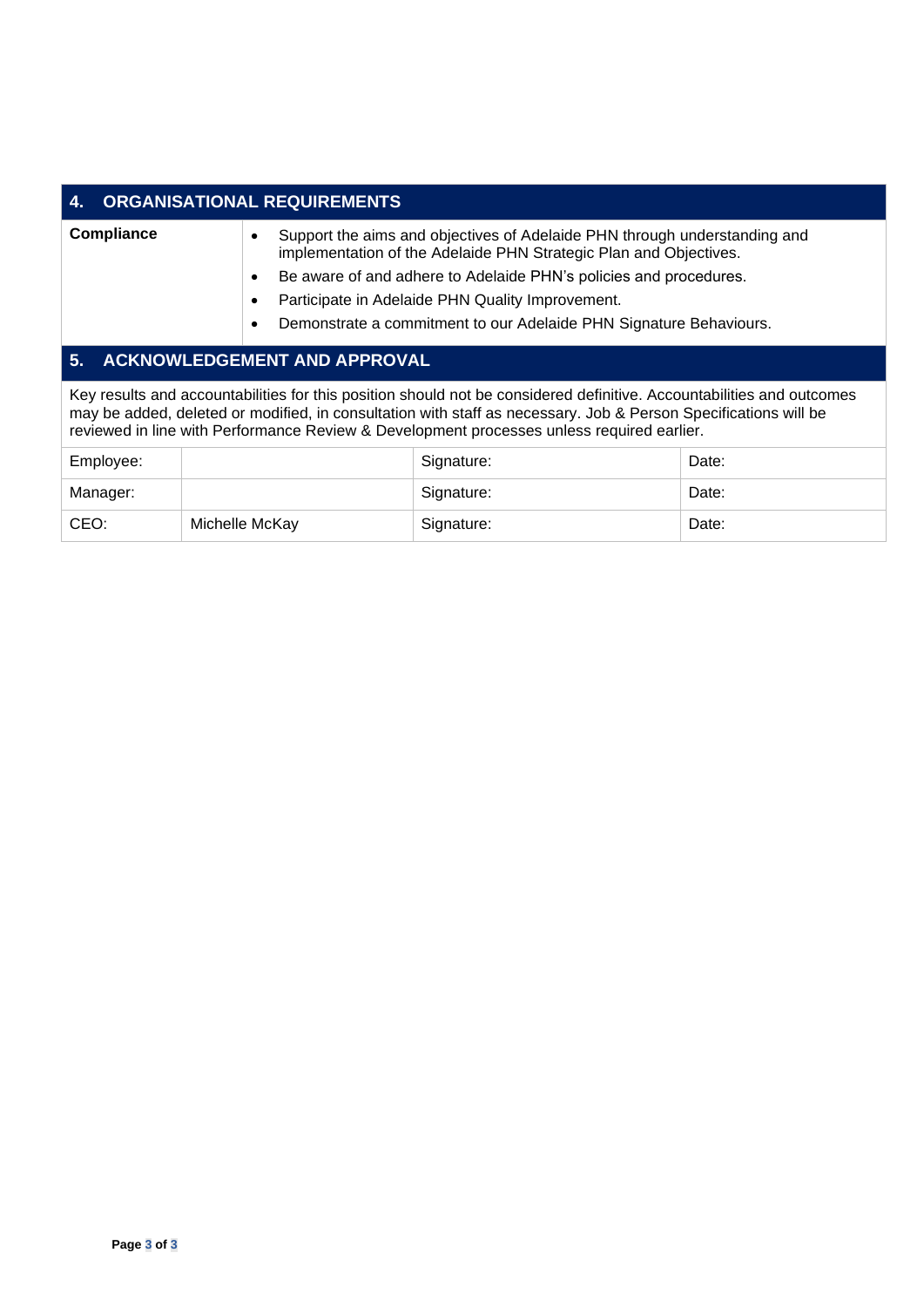## 4. ORGANISATIONAL REQUIREMENTS

| | |
|---|---|
| **Compliance** | • Support the aims and objectives of Adelaide PHN through understanding and implementation of the Adelaide PHN Strategic Plan and Objectives.<br>• Be aware of and adhere to Adelaide PHN's policies and procedures.<br>• Participate in Adelaide PHN Quality Improvement.<br>• Demonstrate a commitment to our Adelaide PHN Signature Behaviours. |

## 5. ACKNOWLEDGEMENT AND APPROVAL

Key results and accountabilities for this position should not be considered definitive. Accountabilities and outcomes may be added, deleted or modified, in consultation with staff as necessary. Job & Person Specifications will be reviewed in line with Performance Review & Development processes unless required earlier.

| | | | |
|---|---|---|---|
| Employee: | | Signature: | Date: |
| Manager: | | Signature: | Date: |
| CEO: | Michelle McKay | Signature: | Date: |